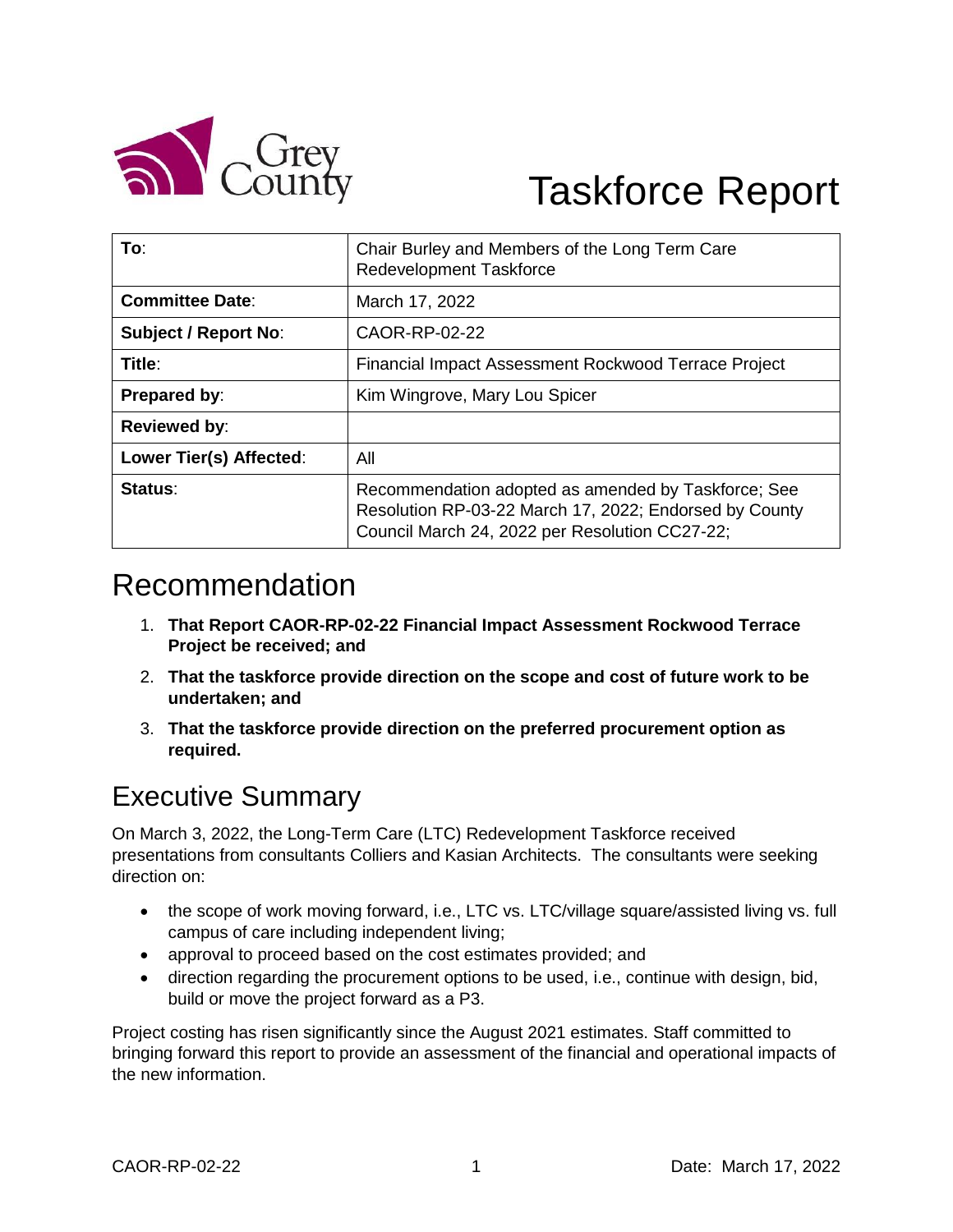Grey County

# Taskforce Report

| To: | Chair Burley and Members of the Long Term Care Redevelopment Taskforce |
|---|---|
| Committee Date: | March 17, 2022 |
| Subject / Report No: | CAOR-RP-02-22 |
| Title: | Financial Impact Assessment Rockwood Terrace Project |
| Prepared by: | Kim Wingrove, Mary Lou Spicer |
| Reviewed by: | |
| Lower Tier(s) Affected: | All |
| Status: | Recommendation adopted as amended by Taskforce; See Resolution RP-03-22 March 17, 2022; Endorsed by County Council March 24, 2022 per Resolution CC27-22; |

## Recommendation

1. **That Report CAOR-RP-02-22 Financial Impact Assessment Rockwood Terrace Project be received; and**
2. **That the taskforce provide direction on the scope and cost of future work to be undertaken; and**
3. **That the taskforce provide direction on the preferred procurement option as required.**

## Executive Summary

On March 3, 2022, the Long-Term Care (LTC) Redevelopment Taskforce received presentations from consultants Colliers and Kasian Architects. The consultants were seeking direction on:

- the scope of work moving forward, i.e., LTC vs. LTC/village square/assisted living vs. full campus of care including independent living;
- approval to proceed based on the cost estimates provided; and
- direction regarding the procurement options to be used, i.e., continue with design, bid, build or move the project forward as a P3.

Project costing has risen significantly since the August 2021 estimates. Staff committed to bringing forward this report to provide an assessment of the financial and operational impacts of the new information.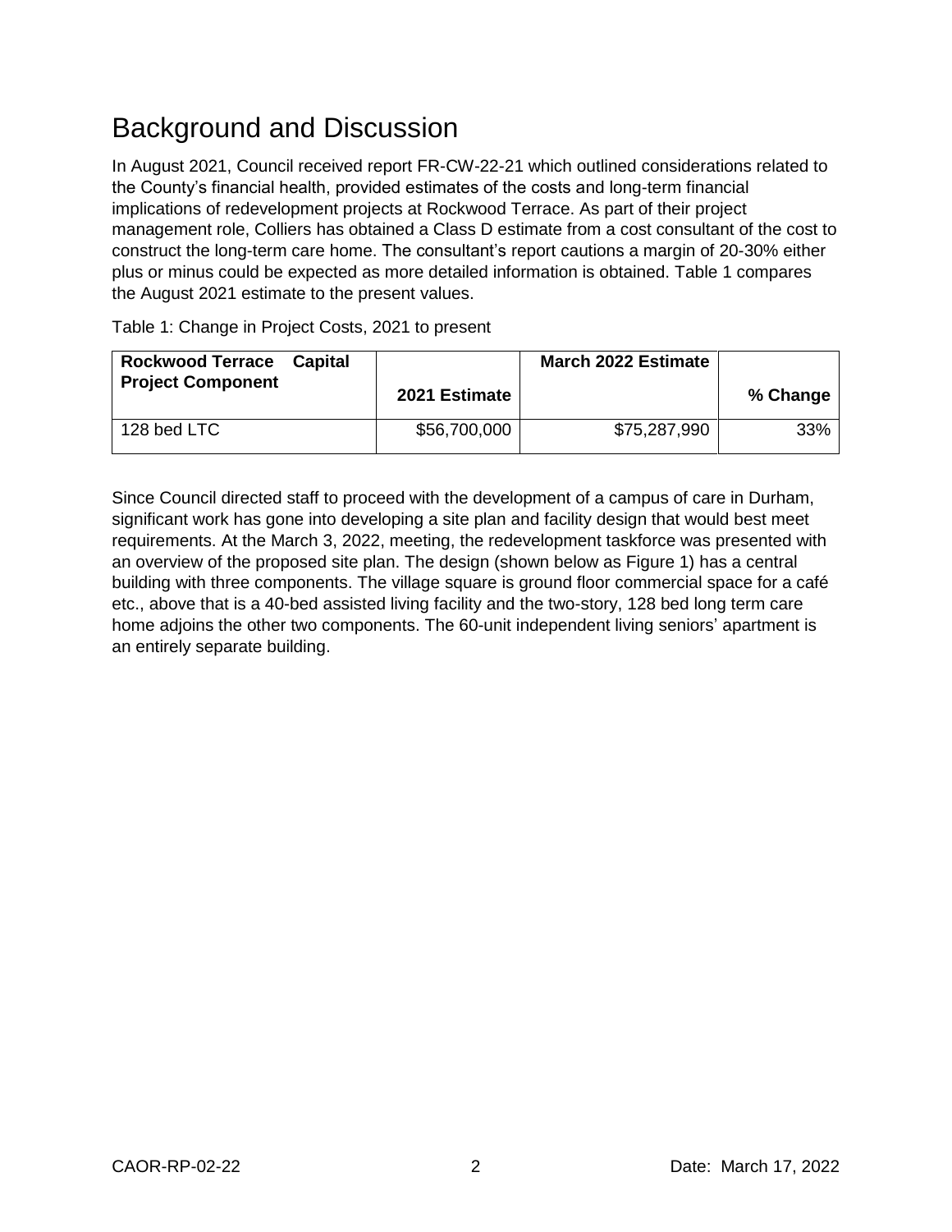# Background and Discussion

In August 2021, Council received report FR-CW-22-21 which outlined considerations related to the County's financial health, provided estimates of the costs and long-term financial implications of redevelopment projects at Rockwood Terrace. As part of their project management role, Colliers has obtained a Class D estimate from a cost consultant of the cost to construct the long-term care home. The consultant's report cautions a margin of 20-30% either plus or minus could be expected as more detailed information is obtained. Table 1 compares the August 2021 estimate to the present values.

Table 1: Change in Project Costs, 2021 to present

| **Rockwood Terrace Capital Project Component** | **2021 Estimate** | **March 2022 Estimate** | **% Change** |
|---|---:|---:|---:|
| 128 bed LTC | $56,700,000 | $75,287,990 | 33% |

Since Council directed staff to proceed with the development of a campus of care in Durham, significant work has gone into developing a site plan and facility design that would best meet requirements. At the March 3, 2022, meeting, the redevelopment taskforce was presented with an overview of the proposed site plan. The design (shown below as Figure 1) has a central building with three components. The village square is ground floor commercial space for a café etc., above that is a 40-bed assisted living facility and the two-story, 128 bed long term care home adjoins the other two components. The 60-unit independent living seniors' apartment is an entirely separate building.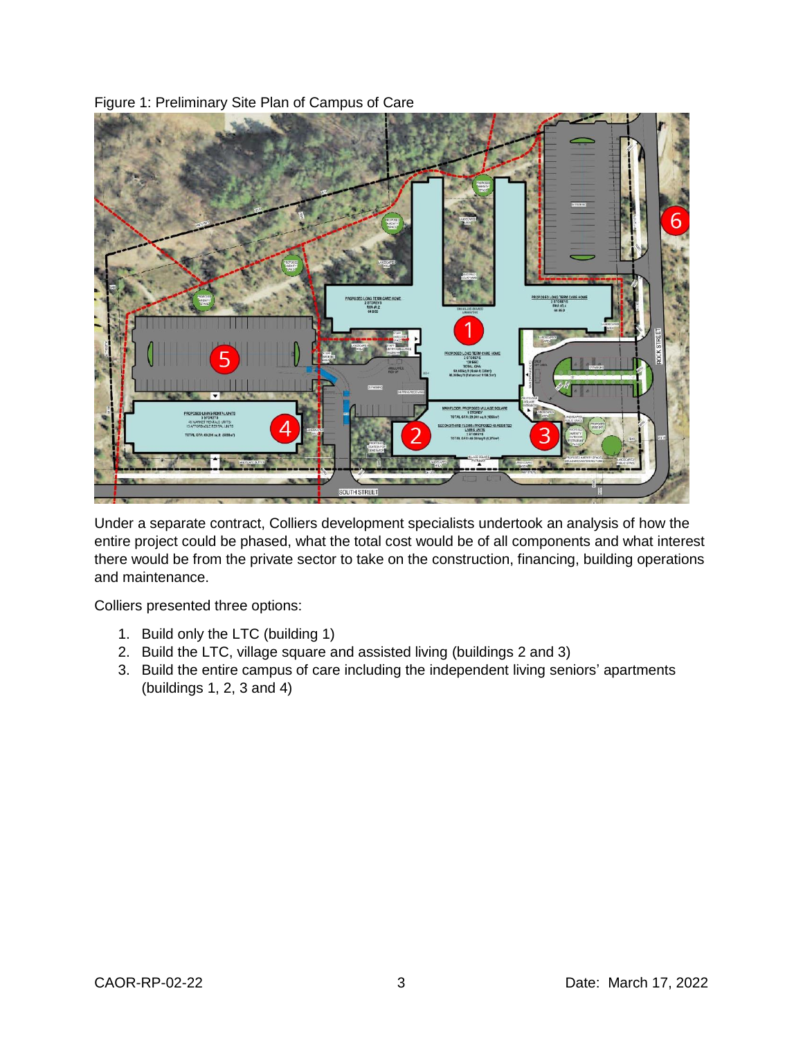Figure 1: Preliminary Site Plan of Campus of Care

Under a separate contract, Colliers development specialists undertook an analysis of how the entire project could be phased, what the total cost would be of all components and what interest there would be from the private sector to take on the construction, financing, building operations and maintenance.

Colliers presented three options:

1. Build only the LTC (building 1)
2. Build the LTC, village square and assisted living (buildings 2 and 3)
3. Build the entire campus of care including the independent living seniors' apartments (buildings 1, 2, 3 and 4)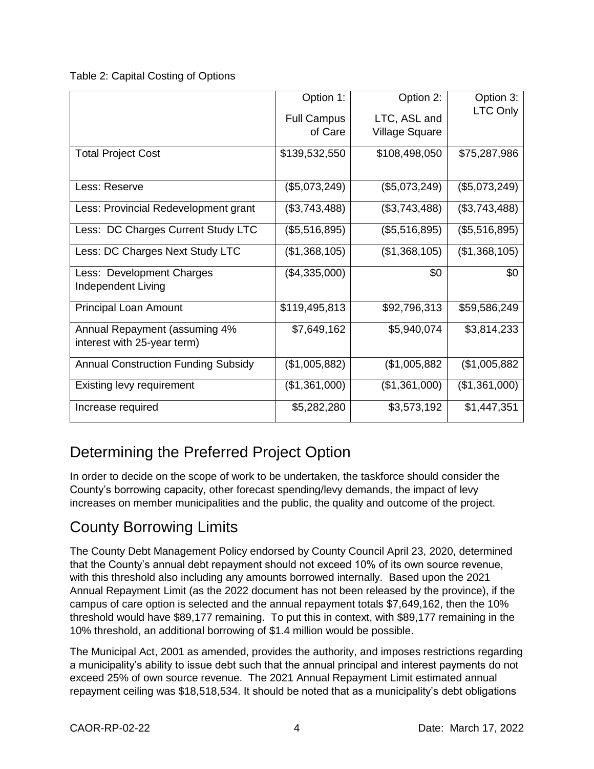Table 2: Capital Costing of Options

| | Option 1: Full Campus of Care | Option 2: LTC, ASL and Village Square | Option 3: LTC Only |
|---|---|---|---|
| Total Project Cost | $139,532,550 | $108,498,050 | $75,287,986 |
| Less: Reserve | ($5,073,249) | ($5,073,249) | ($5,073,249) |
| Less: Provincial Redevelopment grant | ($3,743,488) | ($3,743,488) | ($3,743,488) |
| Less: DC Charges Current Study LTC | ($5,516,895) | ($5,516,895) | ($5,516,895) |
| Less: DC Charges Next Study LTC | ($1,368,105) | ($1,368,105) | ($1,368,105) |
| Less: Development Charges Independent Living | ($4,335,000) | $0 | $0 |
| Principal Loan Amount | $119,495,813 | $92,796,313 | $59,586,249 |
| Annual Repayment (assuming 4% interest with 25-year term) | $7,649,162 | $5,940,074 | $3,814,233 |
| Annual Construction Funding Subsidy | ($1,005,882) | ($1,005,882 | ($1,005,882 |
| Existing levy requirement | ($1,361,000) | ($1,361,000) | ($1,361,000) |
| Increase required | $5,282,280 | $3,573,192 | $1,447,351 |

## Determining the Preferred Project Option

In order to decide on the scope of work to be undertaken, the taskforce should consider the County's borrowing capacity, other forecast spending/levy demands, the impact of levy increases on member municipalities and the public, the quality and outcome of the project.

## County Borrowing Limits

The County Debt Management Policy endorsed by County Council April 23, 2020, determined that the County's annual debt repayment should not exceed 10% of its own source revenue, with this threshold also including any amounts borrowed internally. Based upon the 2021 Annual Repayment Limit (as the 2022 document has not been released by the province), if the campus of care option is selected and the annual repayment totals $7,649,162, then the 10% threshold would have $89,177 remaining. To put this in context, with $89,177 remaining in the 10% threshold, an additional borrowing of $1.4 million would be possible.

The Municipal Act, 2001 as amended, provides the authority, and imposes restrictions regarding a municipality's ability to issue debt such that the annual principal and interest payments do not exceed 25% of own source revenue. The 2021 Annual Repayment Limit estimated annual repayment ceiling was $18,518,534. It should be noted that as a municipality's debt obligations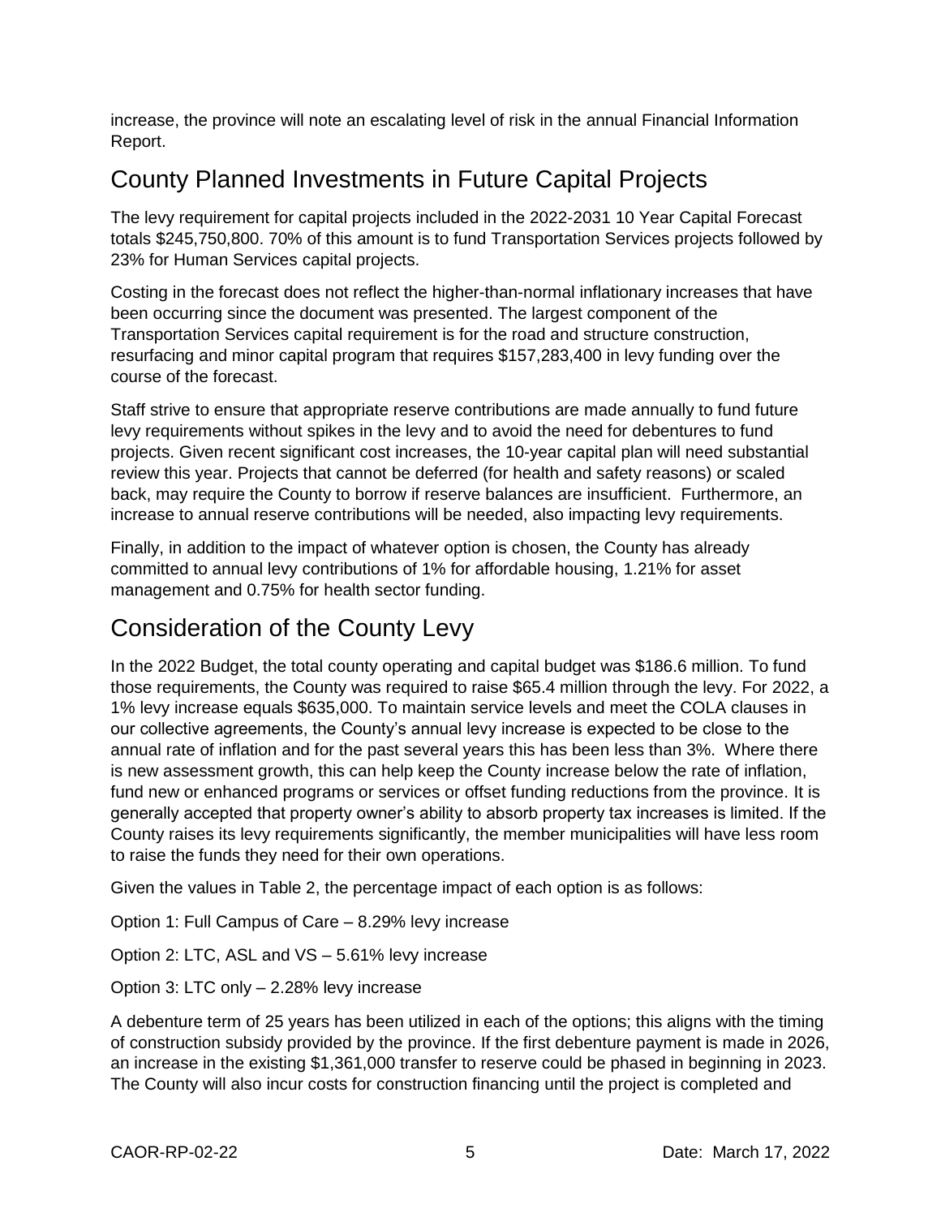increase, the province will note an escalating level of risk in the annual Financial Information Report.

## County Planned Investments in Future Capital Projects

The levy requirement for capital projects included in the 2022-2031 10 Year Capital Forecast totals $245,750,800. 70% of this amount is to fund Transportation Services projects followed by 23% for Human Services capital projects.

Costing in the forecast does not reflect the higher-than-normal inflationary increases that have been occurring since the document was presented. The largest component of the Transportation Services capital requirement is for the road and structure construction, resurfacing and minor capital program that requires $157,283,400 in levy funding over the course of the forecast.

Staff strive to ensure that appropriate reserve contributions are made annually to fund future levy requirements without spikes in the levy and to avoid the need for debentures to fund projects. Given recent significant cost increases, the 10-year capital plan will need substantial review this year. Projects that cannot be deferred (for health and safety reasons) or scaled back, may require the County to borrow if reserve balances are insufficient. Furthermore, an increase to annual reserve contributions will be needed, also impacting levy requirements.

Finally, in addition to the impact of whatever option is chosen, the County has already committed to annual levy contributions of 1% for affordable housing, 1.21% for asset management and 0.75% for health sector funding.

## Consideration of the County Levy

In the 2022 Budget, the total county operating and capital budget was $186.6 million. To fund those requirements, the County was required to raise $65.4 million through the levy. For 2022, a 1% levy increase equals $635,000. To maintain service levels and meet the COLA clauses in our collective agreements, the County's annual levy increase is expected to be close to the annual rate of inflation and for the past several years this has been less than 3%. Where there is new assessment growth, this can help keep the County increase below the rate of inflation, fund new or enhanced programs or services or offset funding reductions from the province. It is generally accepted that property owner's ability to absorb property tax increases is limited. If the County raises its levy requirements significantly, the member municipalities will have less room to raise the funds they need for their own operations.

Given the values in Table 2, the percentage impact of each option is as follows:

Option 1: Full Campus of Care – 8.29% levy increase

Option 2: LTC, ASL and VS – 5.61% levy increase

Option 3: LTC only – 2.28% levy increase

A debenture term of 25 years has been utilized in each of the options; this aligns with the timing of construction subsidy provided by the province. If the first debenture payment is made in 2026, an increase in the existing $1,361,000 transfer to reserve could be phased in beginning in 2023. The County will also incur costs for construction financing until the project is completed and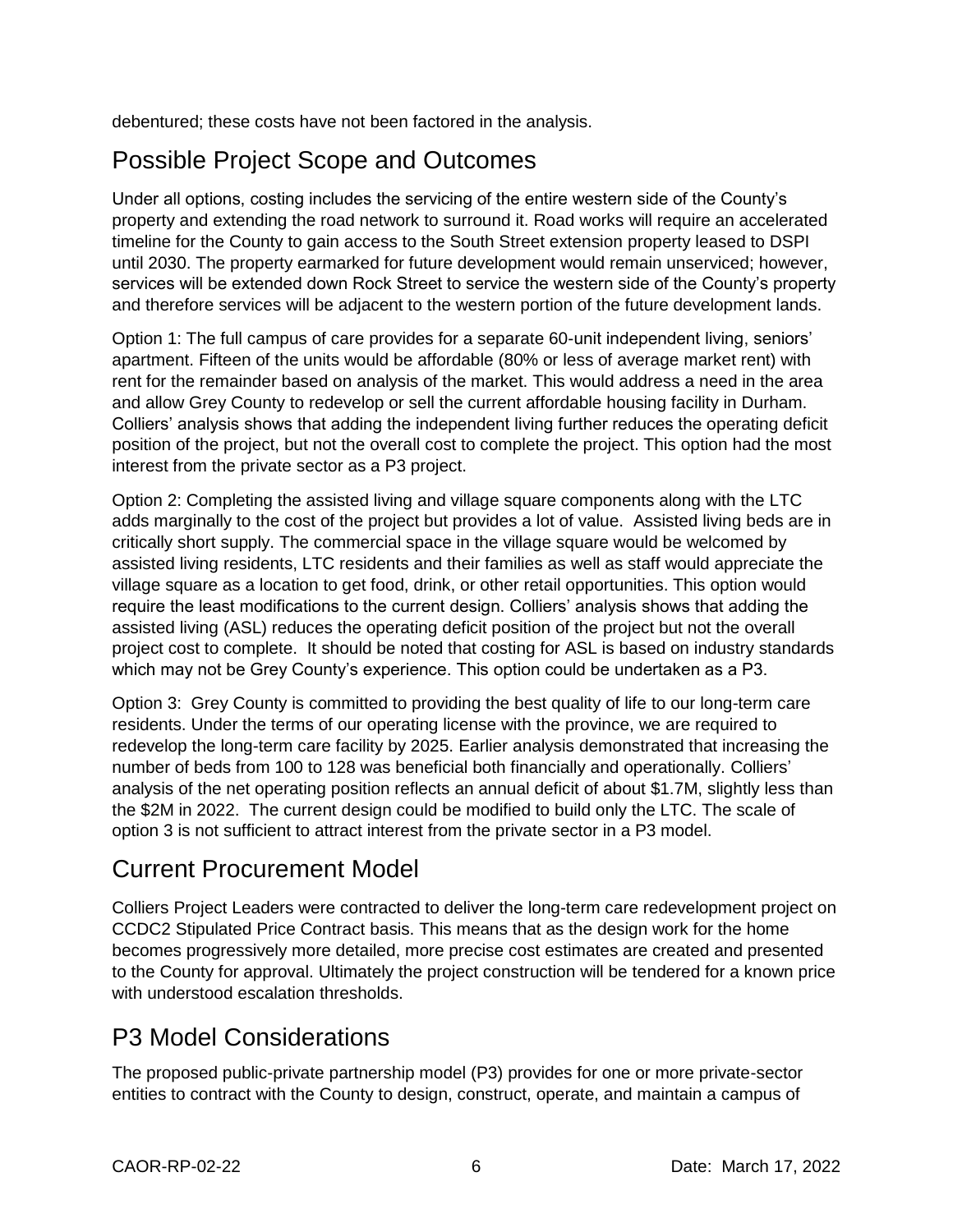debentured; these costs have not been factored in the analysis.

## Possible Project Scope and Outcomes

Under all options, costing includes the servicing of the entire western side of the County's property and extending the road network to surround it. Road works will require an accelerated timeline for the County to gain access to the South Street extension property leased to DSPI until 2030. The property earmarked for future development would remain unserviced; however, services will be extended down Rock Street to service the western side of the County's property and therefore services will be adjacent to the western portion of the future development lands.

Option 1: The full campus of care provides for a separate 60-unit independent living, seniors' apartment. Fifteen of the units would be affordable (80% or less of average market rent) with rent for the remainder based on analysis of the market. This would address a need in the area and allow Grey County to redevelop or sell the current affordable housing facility in Durham. Colliers' analysis shows that adding the independent living further reduces the operating deficit position of the project, but not the overall cost to complete the project. This option had the most interest from the private sector as a P3 project.

Option 2: Completing the assisted living and village square components along with the LTC adds marginally to the cost of the project but provides a lot of value. Assisted living beds are in critically short supply. The commercial space in the village square would be welcomed by assisted living residents, LTC residents and their families as well as staff would appreciate the village square as a location to get food, drink, or other retail opportunities. This option would require the least modifications to the current design. Colliers' analysis shows that adding the assisted living (ASL) reduces the operating deficit position of the project but not the overall project cost to complete. It should be noted that costing for ASL is based on industry standards which may not be Grey County's experience. This option could be undertaken as a P3.

Option 3: Grey County is committed to providing the best quality of life to our long-term care residents. Under the terms of our operating license with the province, we are required to redevelop the long-term care facility by 2025. Earlier analysis demonstrated that increasing the number of beds from 100 to 128 was beneficial both financially and operationally. Colliers' analysis of the net operating position reflects an annual deficit of about $1.7M, slightly less than the $2M in 2022. The current design could be modified to build only the LTC. The scale of option 3 is not sufficient to attract interest from the private sector in a P3 model.

## Current Procurement Model

Colliers Project Leaders were contracted to deliver the long-term care redevelopment project on CCDC2 Stipulated Price Contract basis. This means that as the design work for the home becomes progressively more detailed, more precise cost estimates are created and presented to the County for approval. Ultimately the project construction will be tendered for a known price with understood escalation thresholds.

## P3 Model Considerations

The proposed public-private partnership model (P3) provides for one or more private-sector entities to contract with the County to design, construct, operate, and maintain a campus of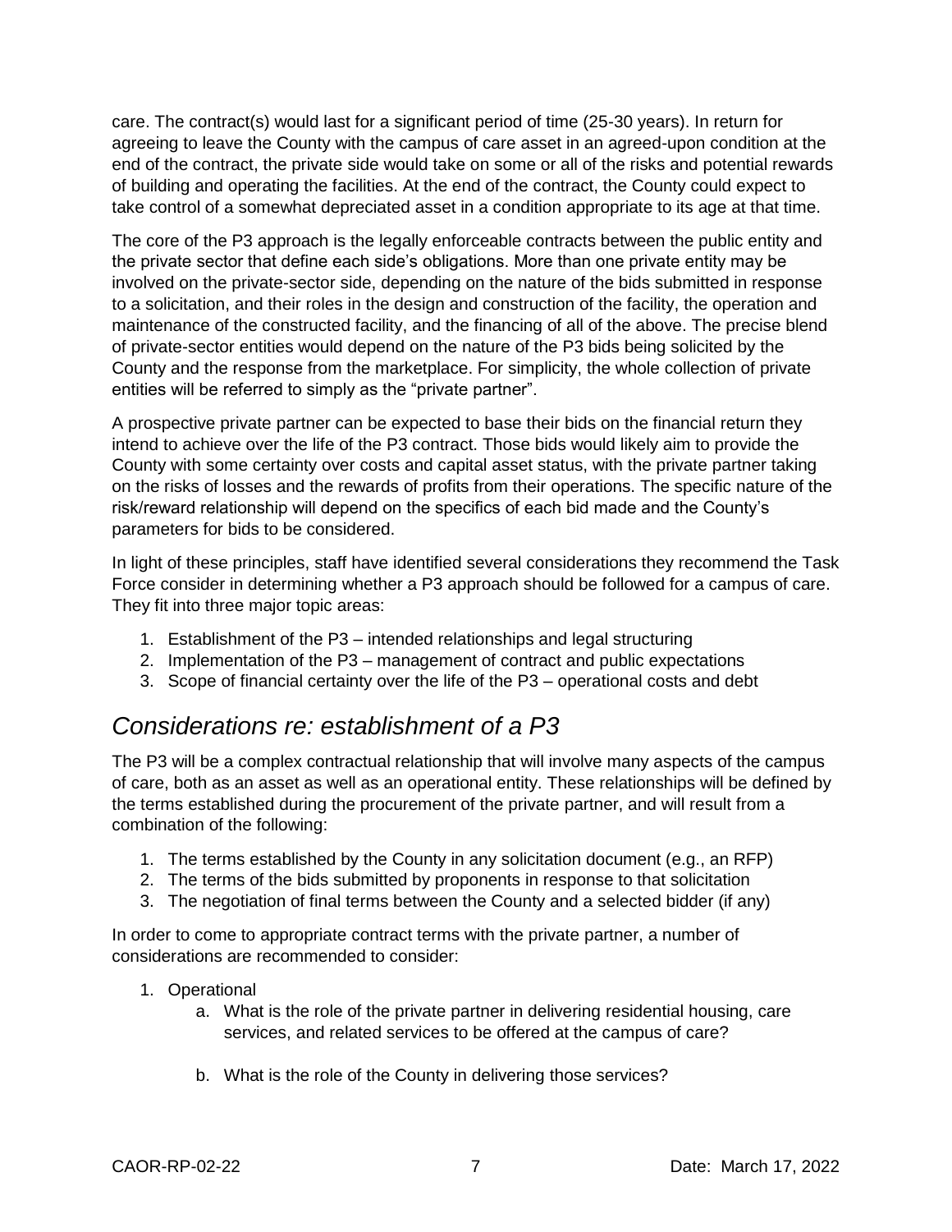care. The contract(s) would last for a significant period of time (25-30 years). In return for agreeing to leave the County with the campus of care asset in an agreed-upon condition at the end of the contract, the private side would take on some or all of the risks and potential rewards of building and operating the facilities. At the end of the contract, the County could expect to take control of a somewhat depreciated asset in a condition appropriate to its age at that time.

The core of the P3 approach is the legally enforceable contracts between the public entity and the private sector that define each side's obligations. More than one private entity may be involved on the private-sector side, depending on the nature of the bids submitted in response to a solicitation, and their roles in the design and construction of the facility, the operation and maintenance of the constructed facility, and the financing of all of the above. The precise blend of private-sector entities would depend on the nature of the P3 bids being solicited by the County and the response from the marketplace. For simplicity, the whole collection of private entities will be referred to simply as the "private partner".

A prospective private partner can be expected to base their bids on the financial return they intend to achieve over the life of the P3 contract. Those bids would likely aim to provide the County with some certainty over costs and capital asset status, with the private partner taking on the risks of losses and the rewards of profits from their operations. The specific nature of the risk/reward relationship will depend on the specifics of each bid made and the County's parameters for bids to be considered.

In light of these principles, staff have identified several considerations they recommend the Task Force consider in determining whether a P3 approach should be followed for a campus of care. They fit into three major topic areas:

1. Establishment of the P3 – intended relationships and legal structuring
2. Implementation of the P3 – management of contract and public expectations
3. Scope of financial certainty over the life of the P3 – operational costs and debt

## *Considerations re: establishment of a P3*

The P3 will be a complex contractual relationship that will involve many aspects of the campus of care, both as an asset as well as an operational entity. These relationships will be defined by the terms established during the procurement of the private partner, and will result from a combination of the following:

1. The terms established by the County in any solicitation document (e.g., an RFP)
2. The terms of the bids submitted by proponents in response to that solicitation
3. The negotiation of final terms between the County and a selected bidder (if any)

In order to come to appropriate contract terms with the private partner, a number of considerations are recommended to consider:

1. Operational
   a. What is the role of the private partner in delivering residential housing, care services, and related services to be offered at the campus of care?

   b. What is the role of the County in delivering those services?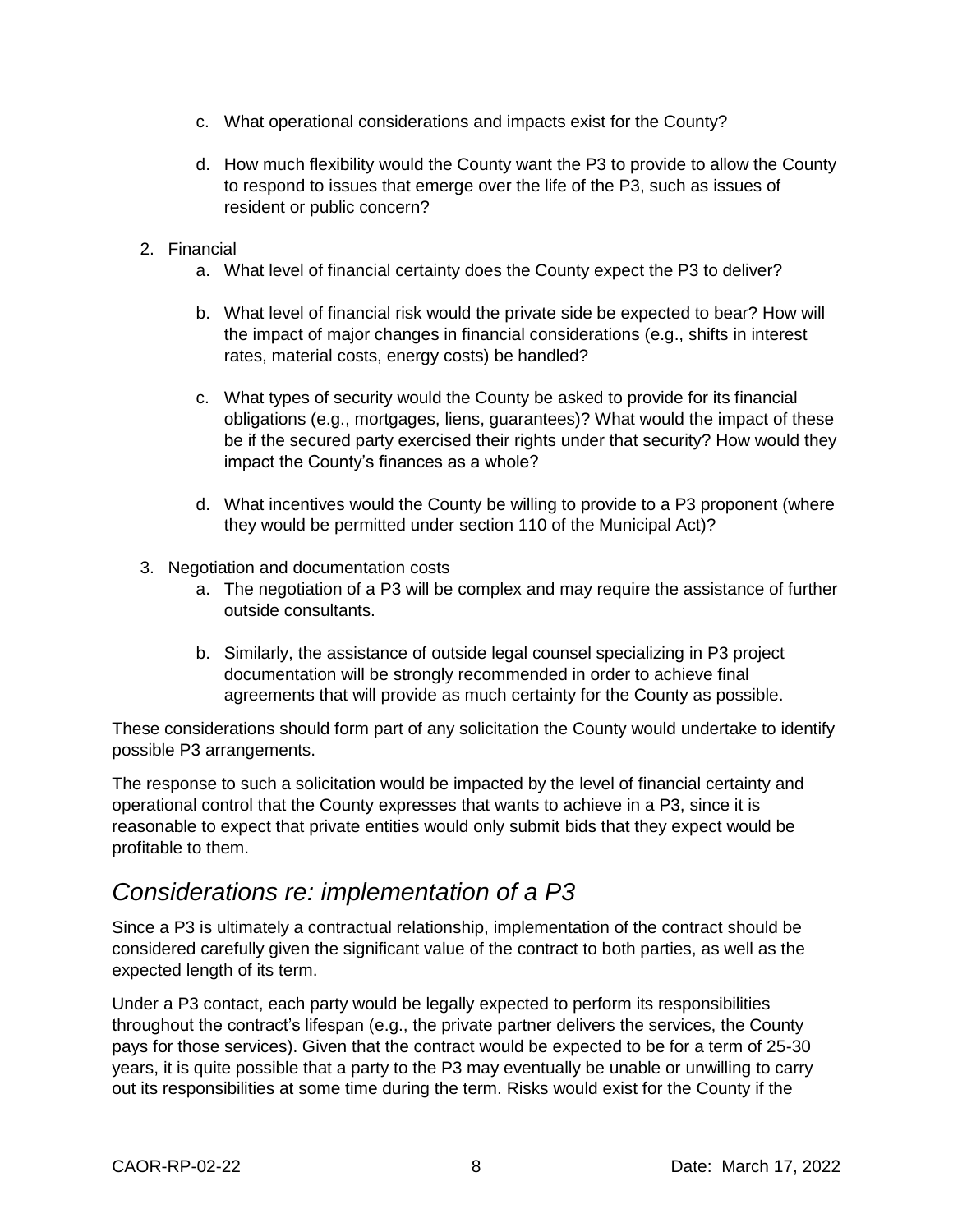c. What operational considerations and impacts exist for the County?

   d. How much flexibility would the County want the P3 to provide to allow the County to respond to issues that emerge over the life of the P3, such as issues of resident or public concern?

2. Financial
   a. What level of financial certainty does the County expect the P3 to deliver?

   b. What level of financial risk would the private side be expected to bear? How will the impact of major changes in financial considerations (e.g., shifts in interest rates, material costs, energy costs) be handled?

   c. What types of security would the County be asked to provide for its financial obligations (e.g., mortgages, liens, guarantees)? What would the impact of these be if the secured party exercised their rights under that security? How would they impact the County's finances as a whole?

   d. What incentives would the County be willing to provide to a P3 proponent (where they would be permitted under section 110 of the Municipal Act)?

3. Negotiation and documentation costs
   a. The negotiation of a P3 will be complex and may require the assistance of further outside consultants.

   b. Similarly, the assistance of outside legal counsel specializing in P3 project documentation will be strongly recommended in order to achieve final agreements that will provide as much certainty for the County as possible.

These considerations should form part of any solicitation the County would undertake to identify possible P3 arrangements.

The response to such a solicitation would be impacted by the level of financial certainty and operational control that the County expresses that wants to achieve in a P3, since it is reasonable to expect that private entities would only submit bids that they expect would be profitable to them.

## *Considerations re: implementation of a P3*

Since a P3 is ultimately a contractual relationship, implementation of the contract should be considered carefully given the significant value of the contract to both parties, as well as the expected length of its term.

Under a P3 contact, each party would be legally expected to perform its responsibilities throughout the contract's lifespan (e.g., the private partner delivers the services, the County pays for those services). Given that the contract would be expected to be for a term of 25-30 years, it is quite possible that a party to the P3 may eventually be unable or unwilling to carry out its responsibilities at some time during the term. Risks would exist for the County if the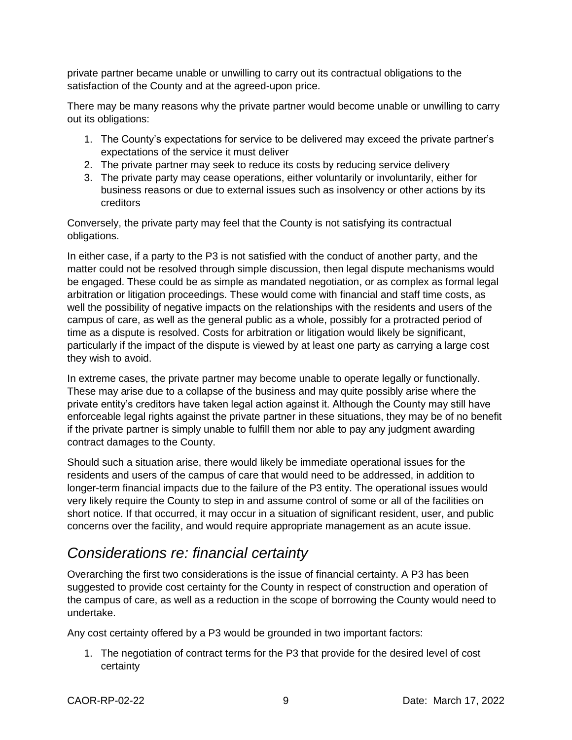private partner became unable or unwilling to carry out its contractual obligations to the satisfaction of the County and at the agreed-upon price.

There may be many reasons why the private partner would become unable or unwilling to carry out its obligations:

1. The County's expectations for service to be delivered may exceed the private partner's expectations of the service it must deliver
2. The private partner may seek to reduce its costs by reducing service delivery
3. The private party may cease operations, either voluntarily or involuntarily, either for business reasons or due to external issues such as insolvency or other actions by its creditors

Conversely, the private party may feel that the County is not satisfying its contractual obligations.

In either case, if a party to the P3 is not satisfied with the conduct of another party, and the matter could not be resolved through simple discussion, then legal dispute mechanisms would be engaged. These could be as simple as mandated negotiation, or as complex as formal legal arbitration or litigation proceedings. These would come with financial and staff time costs, as well the possibility of negative impacts on the relationships with the residents and users of the campus of care, as well as the general public as a whole, possibly for a protracted period of time as a dispute is resolved. Costs for arbitration or litigation would likely be significant, particularly if the impact of the dispute is viewed by at least one party as carrying a large cost they wish to avoid.

In extreme cases, the private partner may become unable to operate legally or functionally. These may arise due to a collapse of the business and may quite possibly arise where the private entity's creditors have taken legal action against it. Although the County may still have enforceable legal rights against the private partner in these situations, they may be of no benefit if the private partner is simply unable to fulfill them nor able to pay any judgment awarding contract damages to the County.

Should such a situation arise, there would likely be immediate operational issues for the residents and users of the campus of care that would need to be addressed, in addition to longer-term financial impacts due to the failure of the P3 entity. The operational issues would very likely require the County to step in and assume control of some or all of the facilities on short notice. If that occurred, it may occur in a situation of significant resident, user, and public concerns over the facility, and would require appropriate management as an acute issue.

## *Considerations re: financial certainty*

Overarching the first two considerations is the issue of financial certainty. A P3 has been suggested to provide cost certainty for the County in respect of construction and operation of the campus of care, as well as a reduction in the scope of borrowing the County would need to undertake.

Any cost certainty offered by a P3 would be grounded in two important factors:

1. The negotiation of contract terms for the P3 that provide for the desired level of cost certainty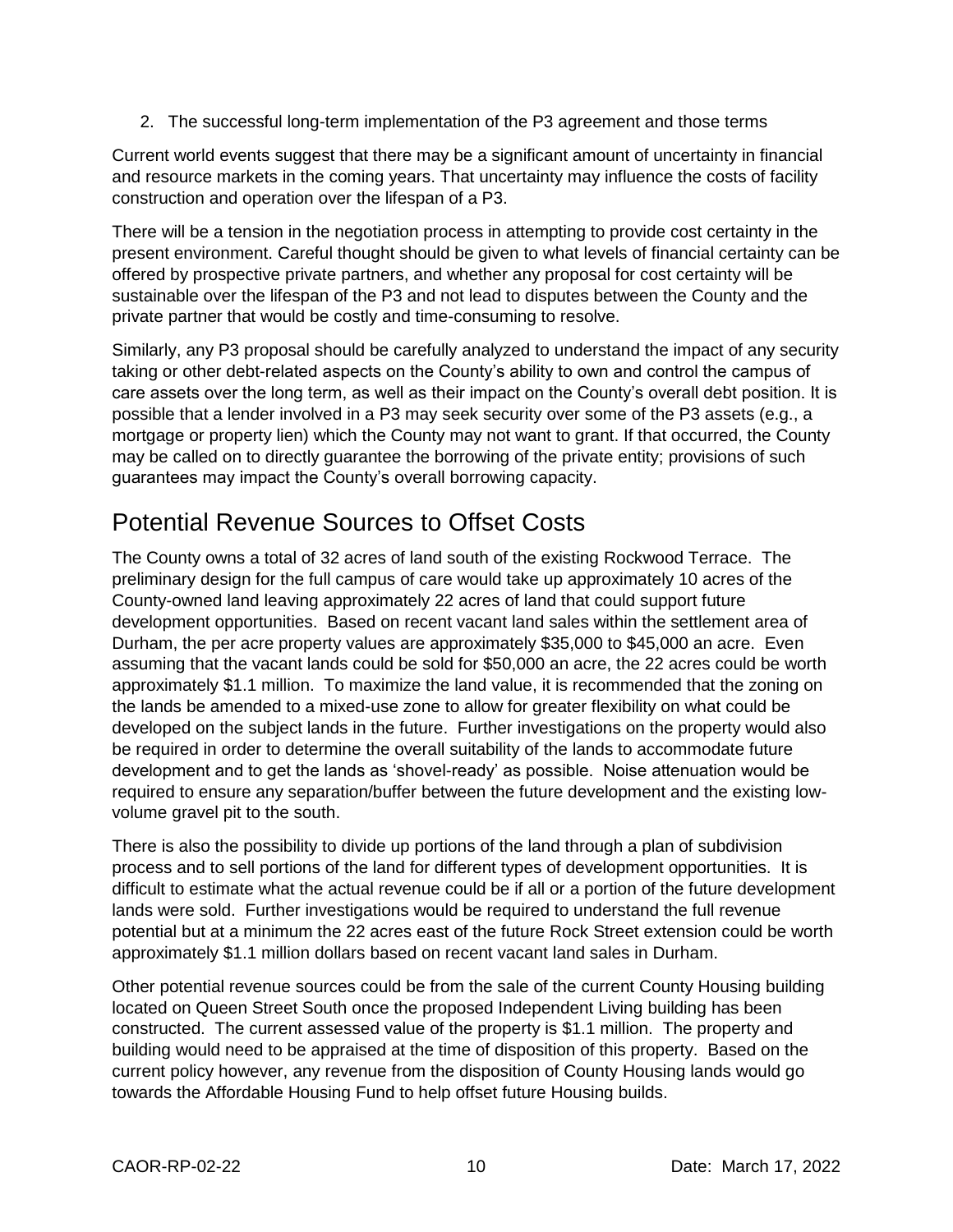2. The successful long-term implementation of the P3 agreement and those terms

Current world events suggest that there may be a significant amount of uncertainty in financial and resource markets in the coming years. That uncertainty may influence the costs of facility construction and operation over the lifespan of a P3.

There will be a tension in the negotiation process in attempting to provide cost certainty in the present environment. Careful thought should be given to what levels of financial certainty can be offered by prospective private partners, and whether any proposal for cost certainty will be sustainable over the lifespan of the P3 and not lead to disputes between the County and the private partner that would be costly and time-consuming to resolve.

Similarly, any P3 proposal should be carefully analyzed to understand the impact of any security taking or other debt-related aspects on the County's ability to own and control the campus of care assets over the long term, as well as their impact on the County's overall debt position. It is possible that a lender involved in a P3 may seek security over some of the P3 assets (e.g., a mortgage or property lien) which the County may not want to grant. If that occurred, the County may be called on to directly guarantee the borrowing of the private entity; provisions of such guarantees may impact the County's overall borrowing capacity.

## Potential Revenue Sources to Offset Costs

The County owns a total of 32 acres of land south of the existing Rockwood Terrace. The preliminary design for the full campus of care would take up approximately 10 acres of the County-owned land leaving approximately 22 acres of land that could support future development opportunities. Based on recent vacant land sales within the settlement area of Durham, the per acre property values are approximately $35,000 to $45,000 an acre. Even assuming that the vacant lands could be sold for $50,000 an acre, the 22 acres could be worth approximately $1.1 million. To maximize the land value, it is recommended that the zoning on the lands be amended to a mixed-use zone to allow for greater flexibility on what could be developed on the subject lands in the future. Further investigations on the property would also be required in order to determine the overall suitability of the lands to accommodate future development and to get the lands as 'shovel-ready' as possible. Noise attenuation would be required to ensure any separation/buffer between the future development and the existing low-volume gravel pit to the south.

There is also the possibility to divide up portions of the land through a plan of subdivision process and to sell portions of the land for different types of development opportunities. It is difficult to estimate what the actual revenue could be if all or a portion of the future development lands were sold. Further investigations would be required to understand the full revenue potential but at a minimum the 22 acres east of the future Rock Street extension could be worth approximately $1.1 million dollars based on recent vacant land sales in Durham.

Other potential revenue sources could be from the sale of the current County Housing building located on Queen Street South once the proposed Independent Living building has been constructed. The current assessed value of the property is $1.1 million. The property and building would need to be appraised at the time of disposition of this property. Based on the current policy however, any revenue from the disposition of County Housing lands would go towards the Affordable Housing Fund to help offset future Housing builds.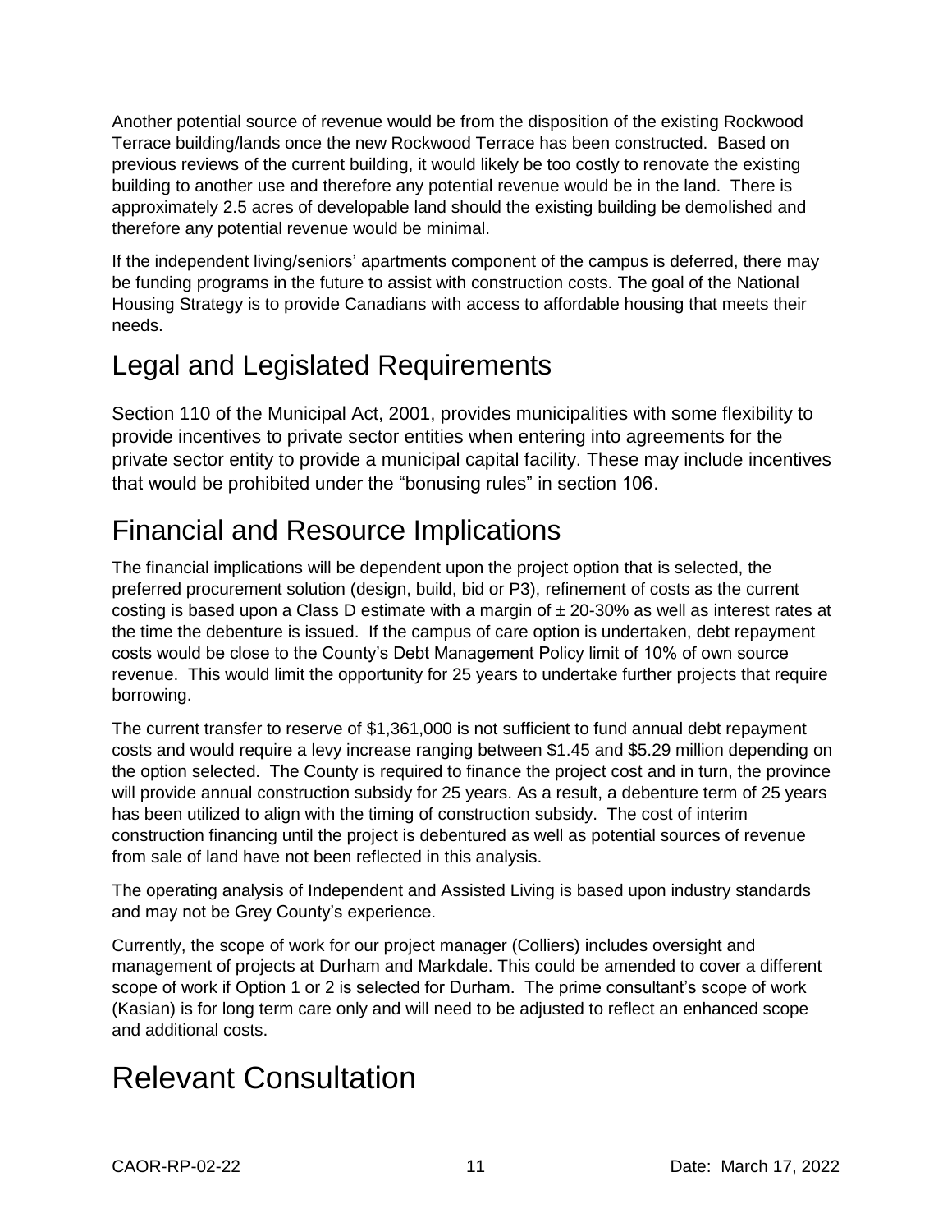Another potential source of revenue would be from the disposition of the existing Rockwood Terrace building/lands once the new Rockwood Terrace has been constructed. Based on previous reviews of the current building, it would likely be too costly to renovate the existing building to another use and therefore any potential revenue would be in the land. There is approximately 2.5 acres of developable land should the existing building be demolished and therefore any potential revenue would be minimal.

If the independent living/seniors' apartments component of the campus is deferred, there may be funding programs in the future to assist with construction costs. The goal of the National Housing Strategy is to provide Canadians with access to affordable housing that meets their needs.

## Legal and Legislated Requirements

Section 110 of the Municipal Act, 2001, provides municipalities with some flexibility to provide incentives to private sector entities when entering into agreements for the private sector entity to provide a municipal capital facility. These may include incentives that would be prohibited under the "bonusing rules" in section 106.

## Financial and Resource Implications

The financial implications will be dependent upon the project option that is selected, the preferred procurement solution (design, build, bid or P3), refinement of costs as the current costing is based upon a Class D estimate with a margin of ± 20-30% as well as interest rates at the time the debenture is issued. If the campus of care option is undertaken, debt repayment costs would be close to the County's Debt Management Policy limit of 10% of own source revenue. This would limit the opportunity for 25 years to undertake further projects that require borrowing.

The current transfer to reserve of $1,361,000 is not sufficient to fund annual debt repayment costs and would require a levy increase ranging between $1.45 and $5.29 million depending on the option selected. The County is required to finance the project cost and in turn, the province will provide annual construction subsidy for 25 years. As a result, a debenture term of 25 years has been utilized to align with the timing of construction subsidy. The cost of interim construction financing until the project is debentured as well as potential sources of revenue from sale of land have not been reflected in this analysis.

The operating analysis of Independent and Assisted Living is based upon industry standards and may not be Grey County's experience.

Currently, the scope of work for our project manager (Colliers) includes oversight and management of projects at Durham and Markdale. This could be amended to cover a different scope of work if Option 1 or 2 is selected for Durham. The prime consultant's scope of work (Kasian) is for long term care only and will need to be adjusted to reflect an enhanced scope and additional costs.

## Relevant Consultation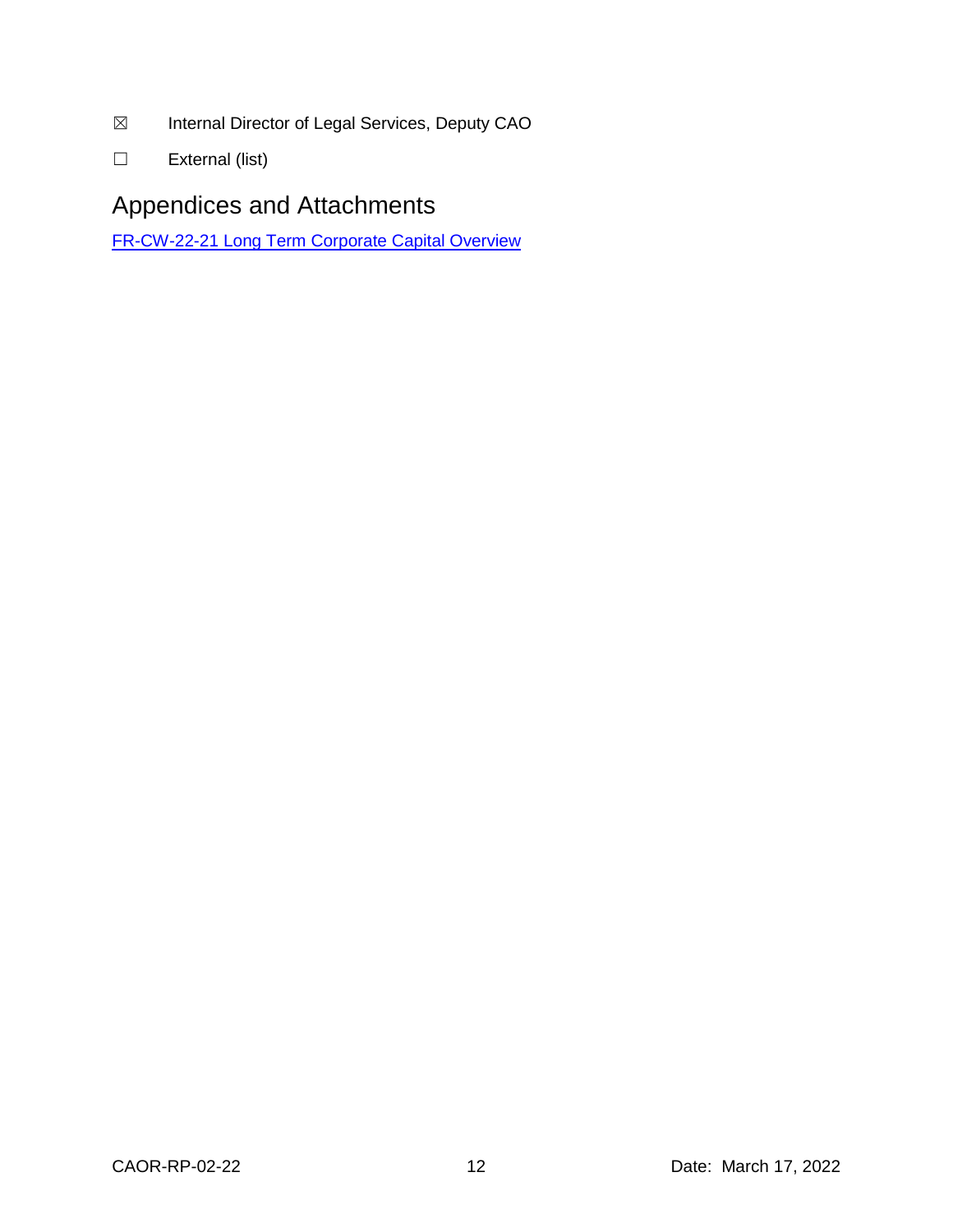☒ Internal Director of Legal Services, Deputy CAO

☐ External (list)

## Appendices and Attachments

FR-CW-22-21 Long Term Corporate Capital Overview